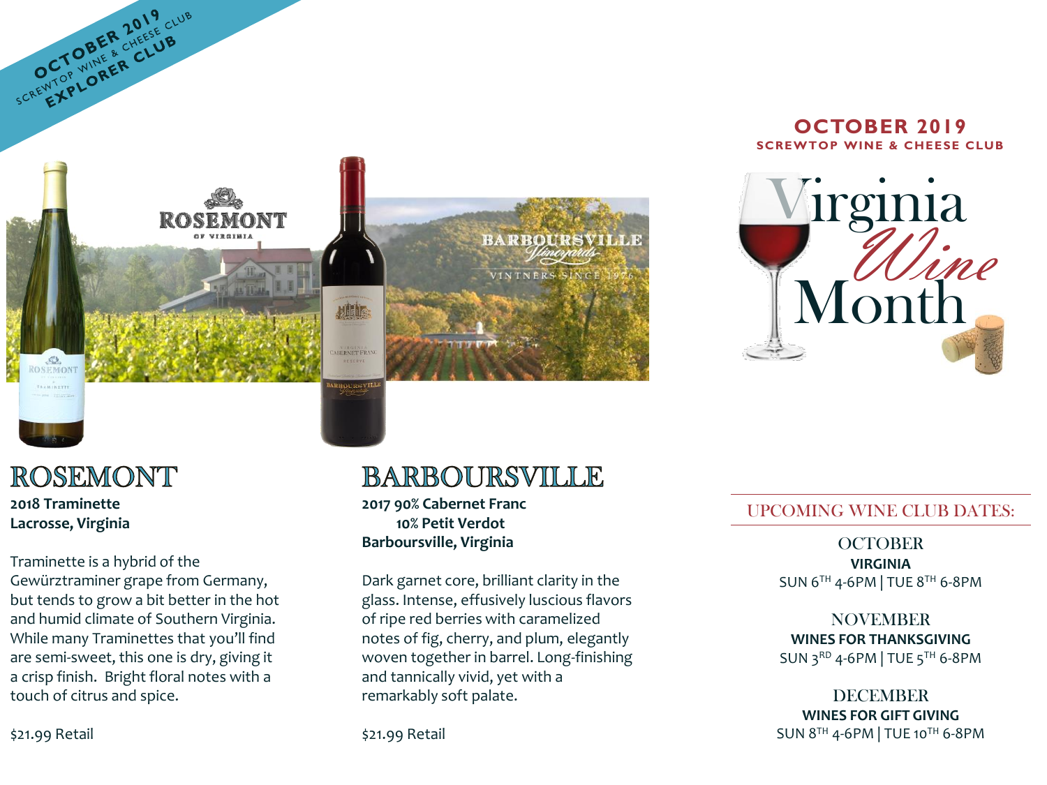OCTOBER 2019
SCREWTOP WINE & CHEESE CLUB
EXPLORER CLUB

# ROSEMONT

**2018 Traminette**
**Lacrosse, Virginia**

Traminette is a hybrid of the Gewürztraminer grape from Germany, but tends to grow a bit better in the hot and humid climate of Southern Virginia. While many Traminettes that you'll find are semi-sweet, this one is dry, giving it a crisp finish. Bright floral notes with a touch of citrus and spice.

$21.99 Retail

# BARBOURSVILLE

**2017 90% Cabernet Franc**
**10% Petit Verdot**
**Barboursville, Virginia**

Dark garnet core, brilliant clarity in the glass. Intense, effusively luscious flavors of ripe red berries with caramelized notes of fig, cherry, and plum, elegantly woven together in barrel. Long-finishing and tannically vivid, yet with a remarkably soft palate.

$21.99 Retail

## OCTOBER 2019
**SCREWTOP WINE & CHEESE CLUB**

Virginia *Wine* Month

## UPCOMING WINE CLUB DATES:

OCTOBER
**VIRGINIA**
SUN 6TH 4-6PM | TUE 8TH 6-8PM

NOVEMBER
**WINES FOR THANKSGIVING**
SUN 3RD 4-6PM | TUE 5TH 6-8PM

DECEMBER
**WINES FOR GIFT GIVING**
SUN 8TH 4-6PM | TUE 10TH 6-8PM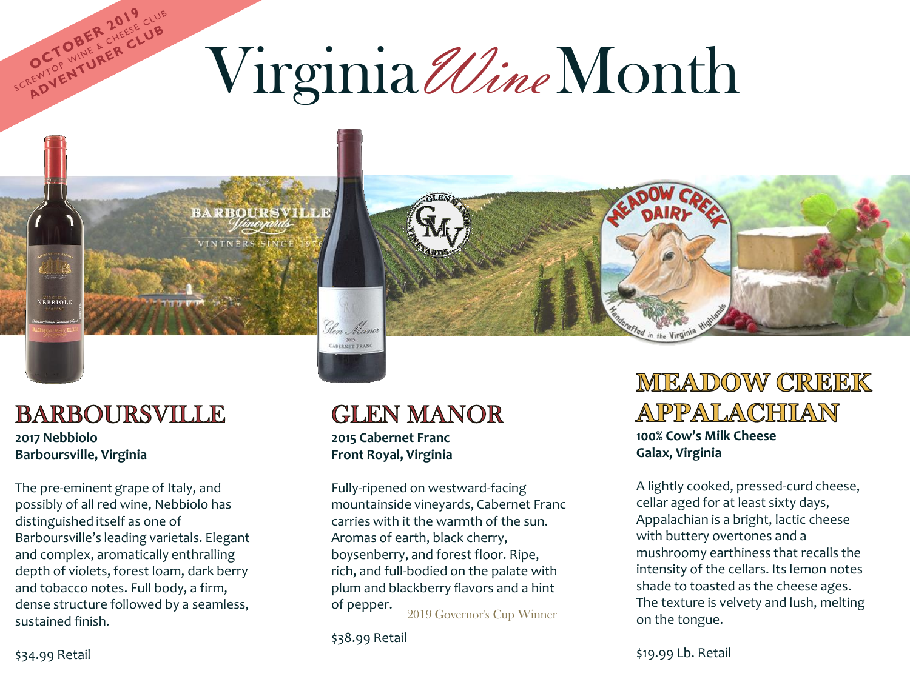OCTOBER 2019
SCREWTOP WINE & CHEESE CLUB
ADVENTURER CLUB

# Virginia *Wine* Month

## BARBOURSVILLE

**2017 Nebbiolo**
**Barboursville, Virginia**

The pre-eminent grape of Italy, and possibly of all red wine, Nebbiolo has distinguished itself as one of Barboursville's leading varietals. Elegant and complex, aromatically enthralling depth of violets, forest loam, dark berry and tobacco notes. Full body, a firm, dense structure followed by a seamless, sustained finish.

$34.99 Retail

## GLEN MANOR

**2015 Cabernet Franc**
**Front Royal, Virginia**

Fully-ripened on westward-facing mountainside vineyards, Cabernet Franc carries with it the warmth of the sun. Aromas of earth, black cherry, boysenberry, and forest floor. Ripe, rich, and full-bodied on the palate with plum and blackberry flavors and a hint of pepper.

2019 Governor's Cup Winner

$38.99 Retail

## MEADOW CREEK APPALACHIAN

**100% Cow's Milk Cheese**
**Galax, Virginia**

A lightly cooked, pressed-curd cheese, cellar aged for at least sixty days, Appalachian is a bright, lactic cheese with buttery overtones and a mushroomy earthiness that recalls the intensity of the cellars. Its lemon notes shade to toasted as the cheese ages. The texture is velvety and lush, melting on the tongue.

$19.99 Lb. Retail